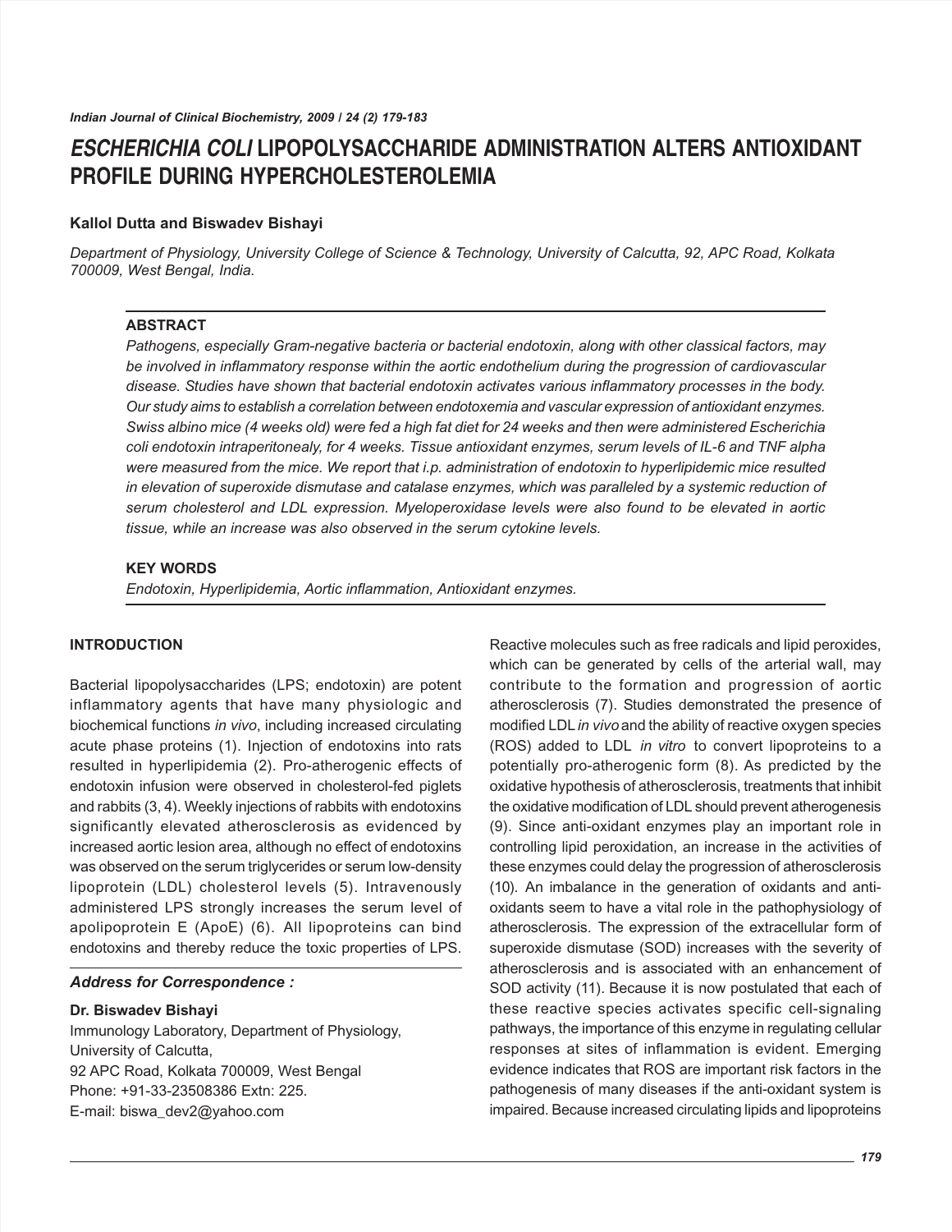# *ESCHERICHIA COLI* LIPOPOLYSACCHARIDE ADMINISTRATION ALTERS ANTIOXIDANT PROFILE DURING HYPERCHOLESTEROLEMIA

**Kallol Dutta and Biswadev Bishayi**

*Department of Physiology, University College of Science & Technology, University of Calcutta, 92, APC Road, Kolkata 700009, West Bengal, India.*

## ABSTRACT

*Pathogens, especially Gram-negative bacteria or bacterial endotoxin, along with other classical factors, may be involved in inflammatory response within the aortic endothelium during the progression of cardiovascular disease. Studies have shown that bacterial endotoxin activates various inflammatory processes in the body. Our study aims to establish a correlation between endotoxemia and vascular expression of antioxidant enzymes. Swiss albino mice (4 weeks old) were fed a high fat diet for 24 weeks and then were administered Escherichia coli endotoxin intraperitonealy, for 4 weeks. Tissue antioxidant enzymes, serum levels of IL-6 and TNF alpha were measured from the mice. We report that i.p. administration of endotoxin to hyperlipidemic mice resulted in elevation of superoxide dismutase and catalase enzymes, which was paralleled by a systemic reduction of serum cholesterol and LDL expression. Myeloperoxidase levels were also found to be elevated in aortic tissue, while an increase was also observed in the serum cytokine levels.*

## KEY WORDS

*Endotoxin, Hyperlipidemia, Aortic inflammation, Antioxidant enzymes.*

## INTRODUCTION

Bacterial lipopolysaccharides (LPS; endotoxin) are potent inflammatory agents that have many physiologic and biochemical functions *in vivo*, including increased circulating acute phase proteins (1). Injection of endotoxins into rats resulted in hyperlipidemia (2). Pro-atherogenic effects of endotoxin infusion were observed in cholesterol-fed piglets and rabbits (3, 4). Weekly injections of rabbits with endotoxins significantly elevated atherosclerosis as evidenced by increased aortic lesion area, although no effect of endotoxins was observed on the serum triglycerides or serum low-density lipoprotein (LDL) cholesterol levels (5). Intravenously administered LPS strongly increases the serum level of apolipoprotein E (ApoE) (6). All lipoproteins can bind endotoxins and thereby reduce the toxic properties of LPS. Reactive molecules such as free radicals and lipid peroxides, which can be generated by cells of the arterial wall, may contribute to the formation and progression of aortic atherosclerosis (7). Studies demonstrated the presence of modified LDL *in vivo* and the ability of reactive oxygen species (ROS) added to LDL *in vitro* to convert lipoproteins to a potentially pro-atherogenic form (8). As predicted by the oxidative hypothesis of atherosclerosis, treatments that inhibit the oxidative modification of LDL should prevent atherogenesis (9). Since anti-oxidant enzymes play an important role in controlling lipid peroxidation, an increase in the activities of these enzymes could delay the progression of atherosclerosis (10). An imbalance in the generation of oxidants and anti-oxidants seem to have a vital role in the pathophysiology of atherosclerosis. The expression of the extracellular form of superoxide dismutase (SOD) increases with the severity of atherosclerosis and is associated with an enhancement of SOD activity (11). Because it is now postulated that each of these reactive species activates specific cell-signaling pathways, the importance of this enzyme in regulating cellular responses at sites of inflammation is evident. Emerging evidence indicates that ROS are important risk factors in the pathogenesis of many diseases if the anti-oxidant system is impaired. Because increased circulating lipids and lipoproteins

### *Address for Correspondence :*

**Dr. Biswadev Bishayi**
Immunology Laboratory, Department of Physiology,
University of Calcutta,
92 APC Road, Kolkata 700009, West Bengal
Phone: +91-33-23508386 Extn: 225.
E-mail: biswa_dev2@yahoo.com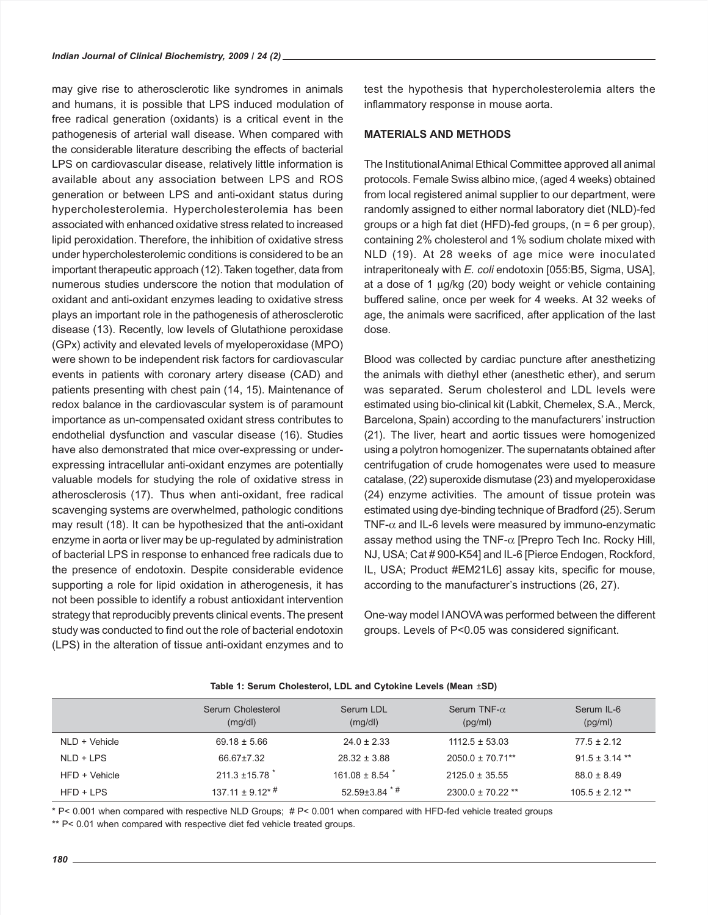may give rise to atherosclerotic like syndromes in animals and humans, it is possible that LPS induced modulation of free radical generation (oxidants) is a critical event in the pathogenesis of arterial wall disease. When compared with the considerable literature describing the effects of bacterial LPS on cardiovascular disease, relatively little information is available about any association between LPS and ROS generation or between LPS and anti-oxidant status during hypercholesterolemia. Hypercholesterolemia has been associated with enhanced oxidative stress related to increased lipid peroxidation. Therefore, the inhibition of oxidative stress under hypercholesterolemic conditions is considered to be an important therapeutic approach (12). Taken together, data from numerous studies underscore the notion that modulation of oxidant and anti-oxidant enzymes leading to oxidative stress plays an important role in the pathogenesis of atherosclerotic disease (13). Recently, low levels of Glutathione peroxidase (GPx) activity and elevated levels of myeloperoxidase (MPO) were shown to be independent risk factors for cardiovascular events in patients with coronary artery disease (CAD) and patients presenting with chest pain (14, 15). Maintenance of redox balance in the cardiovascular system is of paramount importance as un-compensated oxidant stress contributes to endothelial dysfunction and vascular disease (16). Studies have also demonstrated that mice over-expressing or under-expressing intracellular anti-oxidant enzymes are potentially valuable models for studying the role of oxidative stress in atherosclerosis (17). Thus when anti-oxidant, free radical scavenging systems are overwhelmed, pathologic conditions may result (18). It can be hypothesized that the anti-oxidant enzyme in aorta or liver may be up-regulated by administration of bacterial LPS in response to enhanced free radicals due to the presence of endotoxin. Despite considerable evidence supporting a role for lipid oxidation in atherogenesis, it has not been possible to identify a robust antioxidant intervention strategy that reproducibly prevents clinical events. The present study was conducted to find out the role of bacterial endotoxin (LPS) in the alteration of tissue anti-oxidant enzymes and to test the hypothesis that hypercholesterolemia alters the inflammatory response in mouse aorta.

## MATERIALS AND METHODS

The Institutional Animal Ethical Committee approved all animal protocols. Female Swiss albino mice, (aged 4 weeks) obtained from local registered animal supplier to our department, were randomly assigned to either normal laboratory diet (NLD)-fed groups or a high fat diet (HFD)-fed groups, (n = 6 per group), containing 2% cholesterol and 1% sodium cholate mixed with NLD (19). At 28 weeks of age mice were inoculated intraperitonealy with *E. coli* endotoxin [055:B5, Sigma, USA], at a dose of 1 μg/kg (20) body weight or vehicle containing buffered saline, once per week for 4 weeks. At 32 weeks of age, the animals were sacrificed, after application of the last dose.

Blood was collected by cardiac puncture after anesthetizing the animals with diethyl ether (anesthetic ether), and serum was separated. Serum cholesterol and LDL levels were estimated using bio-clinical kit (Labkit, Chemelex, S.A., Merck, Barcelona, Spain) according to the manufacturers' instruction (21). The liver, heart and aortic tissues were homogenized using a polytron homogenizer. The supernatants obtained after centrifugation of crude homogenates were used to measure catalase, (22) superoxide dismutase (23) and myeloperoxidase (24) enzyme activities. The amount of tissue protein was estimated using dye-binding technique of Bradford (25). Serum TNF-α and IL-6 levels were measured by immuno-enzymatic assay method using the TNF-α [Prepro Tech Inc. Rocky Hill, NJ, USA; Cat # 900-K54] and IL-6 [Pierce Endogen, Rockford, IL, USA; Product #EM21L6] assay kits, specific for mouse, according to the manufacturer's instructions (26, 27).

One-way model I ANOVA was performed between the different groups. Levels of $P<0.05$ was considered significant.

**Table 1: Serum Cholesterol, LDL and Cytokine Levels (Mean ±SD)**

| | Serum Cholesterol (mg/dl) | Serum LDL (mg/dl) | Serum TNF-α (pg/ml) | Serum IL-6 (pg/ml) |
|---|---|---|---|---|
| NLD + Vehicle | 69.18 ± 5.66 | 24.0 ± 2.33 | 1112.5 ± 53.03 | 77.5 ± 2.12 |
| NLD + LPS | 66.67±7.32 | 28.32 ± 3.88 | 2050.0 ± 70.71** | 91.5 ± 3.14 ** |
| HFD + Vehicle | 211.3 ±15.78 * | 161.08 ± 8.54 * | 2125.0 ± 35.55 | 88.0 ± 8.49 |
| HFD + LPS | 137.11 ± 9.12* # | 52.59±3.84 * # | 2300.0 ± 70.22 ** | 105.5 ± 2.12 ** |

\* $P< 0.001$ when compared with respective NLD Groups; # $P< 0.001$ when compared with HFD-fed vehicle treated groups

** $P< 0.01$ when compared with respective diet fed vehicle treated groups.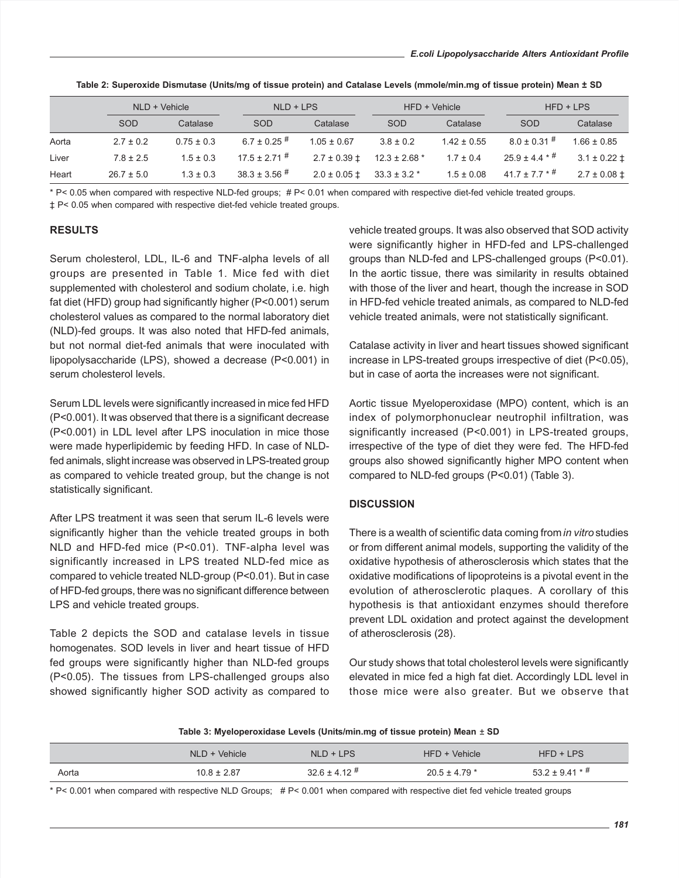**Table 2: Superoxide Dismutase (Units/mg of tissue protein) and Catalase Levels (mmole/min.mg of tissue protein) Mean ± SD**

| | NLD + Vehicle | | NLD + LPS | | HFD + Vehicle | | HFD + LPS | |
|---|---|---|---|---|---|---|---|---|
| | SOD | Catalase | SOD | Catalase | SOD | Catalase | SOD | Catalase |
| Aorta | 2.7 ± 0.2 | 0.75 ± 0.3 | 6.7 ± 0.25 # | 1.05 ± 0.67 | 3.8 ± 0.2 | 1.42 ± 0.55 | 8.0 ± 0.31 # | 1.66 ± 0.85 |
| Liver | 7.8 ± 2.5 | 1.5 ± 0.3 | 17.5 ± 2.71 # | 2.7 ± 0.39 ‡ | 12.3 ± 2.68 * | 1.7 ± 0.4 | 25.9 ± 4.4 * # | 3.1 ± 0.22 ‡ |
| Heart | 26.7 ± 5.0 | 1.3 ± 0.3 | 38.3 ± 3.56 # | 2.0 ± 0.05 ‡ | 33.3 ± 3.2 * | 1.5 ± 0.08 | 41.7 ± 7.7 * # | 2.7 ± 0.08 ‡ |

\* P< 0.05 when compared with respective NLD-fed groups; # P< 0.01 when compared with respective diet-fed vehicle treated groups.
‡ P< 0.05 when compared with respective diet-fed vehicle treated groups.

## RESULTS

Serum cholesterol, LDL, IL-6 and TNF-alpha levels of all groups are presented in Table 1. Mice fed with diet supplemented with cholesterol and sodium cholate, i.e. high fat diet (HFD) group had significantly higher (P<0.001) serum cholesterol values as compared to the normal laboratory diet (NLD)-fed groups. It was also noted that HFD-fed animals, but not normal diet-fed animals that were inoculated with lipopolysaccharide (LPS), showed a decrease (P<0.001) in serum cholesterol levels.

Serum LDL levels were significantly increased in mice fed HFD (P<0.001). It was observed that there is a significant decrease (P<0.001) in LDL level after LPS inoculation in mice those were made hyperlipidemic by feeding HFD. In case of NLD-fed animals, slight increase was observed in LPS-treated group as compared to vehicle treated group, but the change is not statistically significant.

After LPS treatment it was seen that serum IL-6 levels were significantly higher than the vehicle treated groups in both NLD and HFD-fed mice (P<0.01). TNF-alpha level was significantly increased in LPS treated NLD-fed mice as compared to vehicle treated NLD-group (P<0.01). But in case of HFD-fed groups, there was no significant difference between LPS and vehicle treated groups.

Table 2 depicts the SOD and catalase levels in tissue homogenates. SOD levels in liver and heart tissue of HFD fed groups were significantly higher than NLD-fed groups (P<0.05). The tissues from LPS-challenged groups also showed significantly higher SOD activity as compared to vehicle treated groups. It was also observed that SOD activity were significantly higher in HFD-fed and LPS-challenged groups than NLD-fed and LPS-challenged groups (P<0.01). In the aortic tissue, there was similarity in results obtained with those of the liver and heart, though the increase in SOD in HFD-fed vehicle treated animals, as compared to NLD-fed vehicle treated animals, were not statistically significant.

Catalase activity in liver and heart tissues showed significant increase in LPS-treated groups irrespective of diet (P<0.05), but in case of aorta the increases were not significant.

Aortic tissue Myeloperoxidase (MPO) content, which is an index of polymorphonuclear neutrophil infiltration, was significantly increased (P<0.001) in LPS-treated groups, irrespective of the type of diet they were fed. The HFD-fed groups also showed significantly higher MPO content when compared to NLD-fed groups (P<0.01) (Table 3).

## DISCUSSION

There is a wealth of scientific data coming from *in vitro* studies or from different animal models, supporting the validity of the oxidative hypothesis of atherosclerosis which states that the oxidative modifications of lipoproteins is a pivotal event in the evolution of atherosclerotic plaques. A corollary of this hypothesis is that antioxidant enzymes should therefore prevent LDL oxidation and protect against the development of atherosclerosis (28).

Our study shows that total cholesterol levels were significantly elevated in mice fed a high fat diet. Accordingly LDL level in those mice were also greater. But we observe that

**Table 3: Myeloperoxidase Levels (Units/min.mg of tissue protein) Mean ± SD**

| | NLD + Vehicle | NLD + LPS | HFD + Vehicle | HFD + LPS |
|---|---|---|---|---|
| Aorta | 10.8 ± 2.87 | 32.6 ± 4.12 # | 20.5 ± 4.79 * | 53.2 ± 9.41 * # |

\* P< 0.001 when compared with respective NLD Groups; # P< 0.001 when compared with respective diet fed vehicle treated groups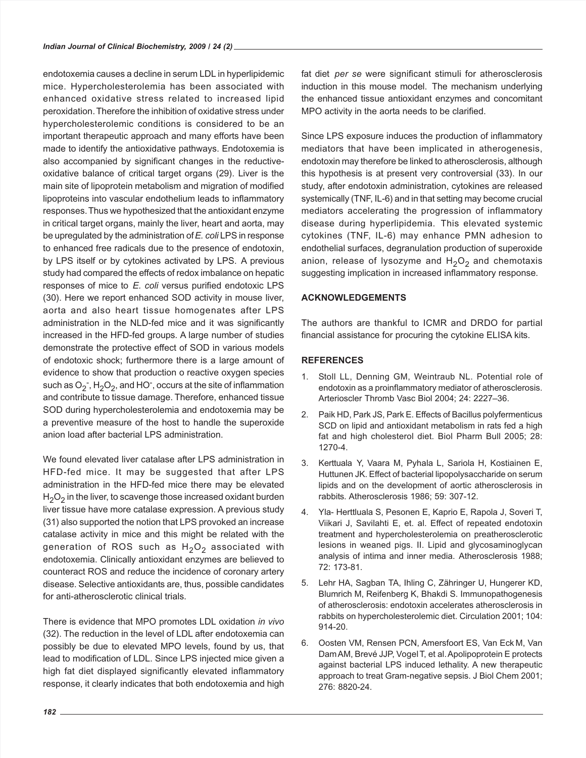endotoxemia causes a decline in serum LDL in hyperlipidemic mice. Hypercholesterolemia has been associated with enhanced oxidative stress related to increased lipid peroxidation. Therefore the inhibition of oxidative stress under hypercholesterolemic conditions is considered to be an important therapeutic approach and many efforts have been made to identify the antioxidative pathways. Endotoxemia is also accompanied by significant changes in the reductive-oxidative balance of critical target organs (29). Liver is the main site of lipoprotein metabolism and migration of modified lipoproteins into vascular endothelium leads to inflammatory responses. Thus we hypothesized that the antioxidant enzyme in critical target organs, mainly the liver, heart and aorta, may be upregulated by the administration of *E. coli* LPS in response to enhanced free radicals due to the presence of endotoxin, by LPS itself or by cytokines activated by LPS. A previous study had compared the effects of redox imbalance on hepatic responses of mice to *E. coli* versus purified endotoxic LPS (30). Here we report enhanced SOD activity in mouse liver, aorta and also heart tissue homogenates after LPS administration in the NLD-fed mice and it was significantly increased in the HFD-fed groups. A large number of studies demonstrate the protective effect of SOD in various models of endotoxic shock; furthermore there is a large amount of evidence to show that production o reactive oxygen species such as $O_2^-$, $H_2O_2$, and $HO^-$, occurs at the site of inflammation and contribute to tissue damage. Therefore, enhanced tissue SOD during hypercholesterolemia and endotoxemia may be a preventive measure of the host to handle the superoxide anion load after bacterial LPS administration.

We found elevated liver catalase after LPS administration in HFD-fed mice. It may be suggested that after LPS administration in the HFD-fed mice there may be elevated $H_2O_2$ in the liver, to scavenge those increased oxidant burden liver tissue have more catalase expression. A previous study (31) also supported the notion that LPS provoked an increase catalase activity in mice and this might be related with the generation of ROS such as $H_2O_2$ associated with endotoxemia. Clinically antioxidant enzymes are believed to counteract ROS and reduce the incidence of coronary artery disease. Selective antioxidants are, thus, possible candidates for anti-atherosclerotic clinical trials.

There is evidence that MPO promotes LDL oxidation *in vivo* (32). The reduction in the level of LDL after endotoxemia can possibly be due to elevated MPO levels, found by us, that lead to modification of LDL. Since LPS injected mice given a high fat diet displayed significantly elevated inflammatory response, it clearly indicates that both endotoxemia and high fat diet *per se* were significant stimuli for atherosclerosis induction in this mouse model. The mechanism underlying the enhanced tissue antioxidant enzymes and concomitant MPO activity in the aorta needs to be clarified.

Since LPS exposure induces the production of inflammatory mediators that have been implicated in atherogenesis, endotoxin may therefore be linked to atherosclerosis, although this hypothesis is at present very controversial (33). In our study, after endotoxin administration, cytokines are released systemically (TNF, IL-6) and in that setting may become crucial mediators accelerating the progression of inflammatory disease during hyperlipidemia. This elevated systemic cytokines (TNF, IL-6) may enhance PMN adhesion to endothelial surfaces, degranulation production of superoxide anion, release of lysozyme and $H_2O_2$ and chemotaxis suggesting implication in increased inflammatory response.

## ACKNOWLEDGEMENTS

The authors are thankful to ICMR and DRDO for partial financial assistance for procuring the cytokine ELISA kits.

## REFERENCES

1. Stoll LL, Denning GM, Weintraub NL. Potential role of endotoxin as a proinflammatory mediator of atherosclerosis. Arterioscler Thromb Vasc Biol 2004; 24: 2227–36.
2. Paik HD, Park JS, Park E. Effects of Bacillus polyfermenticus SCD on lipid and antioxidant metabolism in rats fed a high fat and high cholesterol diet. Biol Pharm Bull 2005; 28: 1270-4.
3. Kerttuala Y, Vaara M, Pyhala L, Sariola H, Kostiainen E, Huttunen JK. Effect of bacterial lipopolysaccharide on serum lipids and on the development of aortic atherosclerosis in rabbits. Atherosclerosis 1986; 59: 307-12.
4. Yla- Herttluala S, Pesonen E, Kaprio E, Rapola J, Soveri T, Viikari J, Savilahti E, et. al. Effect of repeated endotoxin treatment and hypercholesterolemia on preatherosclerotic lesions in weaned pigs. II. Lipid and glycosaminoglycan analysis of intima and inner media. Atherosclerosis 1988; 72: 173-81.
5. Lehr HA, Sagban TA, Ihling C, Zähringer U, Hungerer KD, Blumrich M, Reifenberg K, Bhakdi S. Immunopathogenesis of atherosclerosis: endotoxin accelerates atherosclerosis in rabbits on hypercholesterolemic diet. Circulation 2001; 104: 914-20.
6. Oosten VM, Rensen PCN, Amersfoort ES, Van Eck M, Van Dam AM, Brevé JJP, Vogel T, et al. Apolipoprotein E protects against bacterial LPS induced lethality. A new therapeutic approach to treat Gram-negative sepsis. J Biol Chem 2001; 276: 8820-24.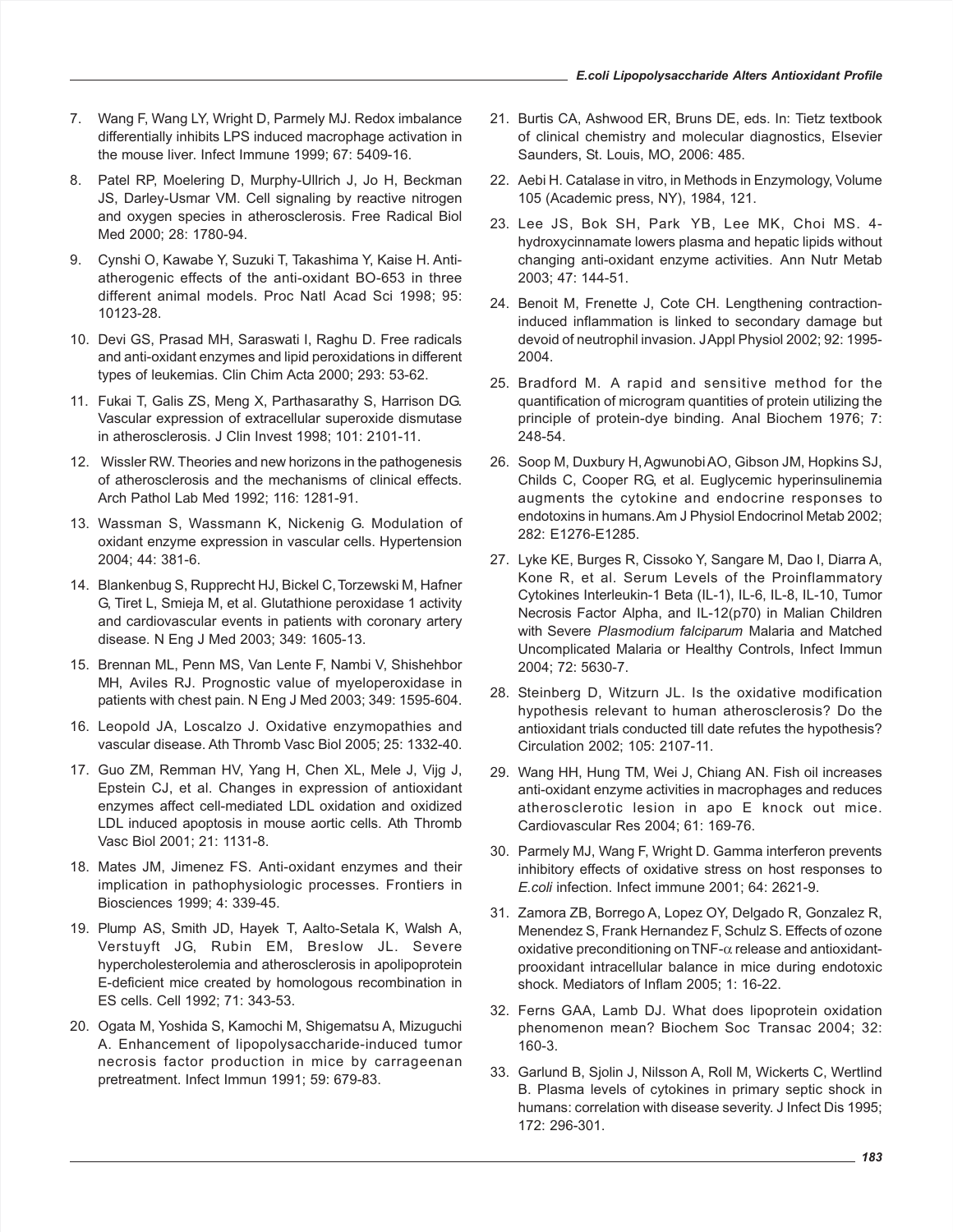7. Wang F, Wang LY, Wright D, Parmely MJ. Redox imbalance differentially inhibits LPS induced macrophage activation in the mouse liver. Infect Immune 1999; 67: 5409-16.
8. Patel RP, Moelering D, Murphy-Ullrich J, Jo H, Beckman JS, Darley-Usmar VM. Cell signaling by reactive nitrogen and oxygen species in atherosclerosis. Free Radical Biol Med 2000; 28: 1780-94.
9. Cynshi O, Kawabe Y, Suzuki T, Takashima Y, Kaise H. Anti-atherogenic effects of the anti-oxidant BO-653 in three different animal models. Proc Natl Acad Sci 1998; 95: 10123-28.
10. Devi GS, Prasad MH, Saraswati I, Raghu D. Free radicals and anti-oxidant enzymes and lipid peroxidations in different types of leukemias. Clin Chim Acta 2000; 293: 53-62.
11. Fukai T, Galis ZS, Meng X, Parthasarathy S, Harrison DG. Vascular expression of extracellular superoxide dismutase in atherosclerosis. J Clin Invest 1998; 101: 2101-11.
12. Wissler RW. Theories and new horizons in the pathogenesis of atherosclerosis and the mechanisms of clinical effects. Arch Pathol Lab Med 1992; 116: 1281-91.
13. Wassman S, Wassmann K, Nickenig G. Modulation of oxidant enzyme expression in vascular cells. Hypertension 2004; 44: 381-6.
14. Blankenbug S, Rupprecht HJ, Bickel C, Torzewski M, Hafner G, Tiret L, Smieja M, et al. Glutathione peroxidase 1 activity and cardiovascular events in patients with coronary artery disease. N Eng J Med 2003; 349: 1605-13.
15. Brennan ML, Penn MS, Van Lente F, Nambi V, Shishehbor MH, Aviles RJ. Prognostic value of myeloperoxidase in patients with chest pain. N Eng J Med 2003; 349: 1595-604.
16. Leopold JA, Loscalzo J. Oxidative enzymopathies and vascular disease. Ath Thromb Vasc Biol 2005; 25: 1332-40.
17. Guo ZM, Remman HV, Yang H, Chen XL, Mele J, Vijg J, Epstein CJ, et al. Changes in expression of antioxidant enzymes affect cell-mediated LDL oxidation and oxidized LDL induced apoptosis in mouse aortic cells. Ath Thromb Vasc Biol 2001; 21: 1131-8.
18. Mates JM, Jimenez FS. Anti-oxidant enzymes and their implication in pathophysiologic processes. Frontiers in Biosciences 1999; 4: 339-45.
19. Plump AS, Smith JD, Hayek T, Aalto-Setala K, Walsh A, Verstuyft JG, Rubin EM, Breslow JL. Severe hypercholesterolemia and atherosclerosis in apolipoprotein E-deficient mice created by homologous recombination in ES cells. Cell 1992; 71: 343-53.
20. Ogata M, Yoshida S, Kamochi M, Shigematsu A, Mizuguchi A. Enhancement of lipopolysaccharide-induced tumor necrosis factor production in mice by carrageenan pretreatment. Infect Immun 1991; 59: 679-83.
21. Burtis CA, Ashwood ER, Bruns DE, eds. In: Tietz textbook of clinical chemistry and molecular diagnostics, Elsevier Saunders, St. Louis, MO, 2006: 485.
22. Aebi H. Catalase in vitro, in Methods in Enzymology, Volume 105 (Academic press, NY), 1984, 121.
23. Lee JS, Bok SH, Park YB, Lee MK, Choi MS. 4-hydroxycinnamate lowers plasma and hepatic lipids without changing anti-oxidant enzyme activities. Ann Nutr Metab 2003; 47: 144-51.
24. Benoit M, Frenette J, Cote CH. Lengthening contraction-induced inflammation is linked to secondary damage but devoid of neutrophil invasion. J Appl Physiol 2002; 92: 1995-2004.
25. Bradford M. A rapid and sensitive method for the quantification of microgram quantities of protein utilizing the principle of protein-dye binding. Anal Biochem 1976; 7: 248-54.
26. Soop M, Duxbury H, Agwunobi AO, Gibson JM, Hopkins SJ, Childs C, Cooper RG, et al. Euglycemic hyperinsulinemia augments the cytokine and endocrine responses to endotoxins in humans. Am J Physiol Endocrinol Metab 2002; 282: E1276-E1285.
27. Lyke KE, Burges R, Cissoko Y, Sangare M, Dao I, Diarra A, Kone R, et al. Serum Levels of the Proinflammatory Cytokines Interleukin-1 Beta (IL-1), IL-6, IL-8, IL-10, Tumor Necrosis Factor Alpha, and IL-12(p70) in Malian Children with Severe *Plasmodium falciparum* Malaria and Matched Uncomplicated Malaria or Healthy Controls, Infect Immun 2004; 72: 5630-7.
28. Steinberg D, Witzurn JL. Is the oxidative modification hypothesis relevant to human atherosclerosis? Do the antioxidant trials conducted till date refutes the hypothesis? Circulation 2002; 105: 2107-11.
29. Wang HH, Hung TM, Wei J, Chiang AN. Fish oil increases anti-oxidant enzyme activities in macrophages and reduces atherosclerotic lesion in apo E knock out mice. Cardiovascular Res 2004; 61: 169-76.
30. Parmely MJ, Wang F, Wright D. Gamma interferon prevents inhibitory effects of oxidative stress on host responses to *E.coli* infection. Infect immune 2001; 64: 2621-9.
31. Zamora ZB, Borrego A, Lopez OY, Delgado R, Gonzalez R, Menendez S, Frank Hernandez F, Schulz S. Effects of ozone oxidative preconditioning on TNF-$\alpha$ release and antioxidant-prooxidant intracellular balance in mice during endotoxic shock. Mediators of Inflam 2005; 1: 16-22.
32. Ferns GAA, Lamb DJ. What does lipoprotein oxidation phenomenon mean? Biochem Soc Transac 2004; 32: 160-3.
33. Garlund B, Sjolin J, Nilsson A, Roll M, Wickerts C, Wertlind B. Plasma levels of cytokines in primary septic shock in humans: correlation with disease severity. J Infect Dis 1995; 172: 296-301.